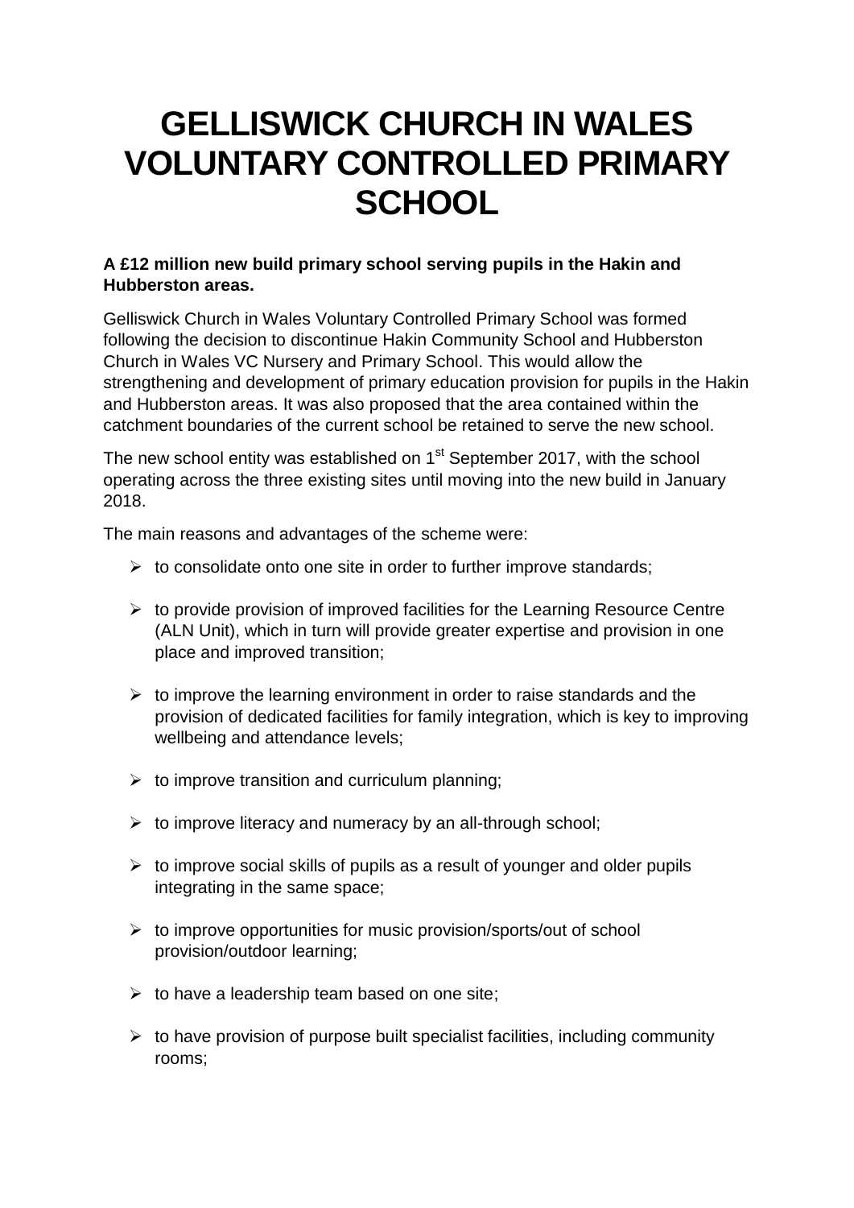# GELLISWICK CHURCH IN WALES VOLUNTARY CONTROLLED PRIMARY SCHOOL

**A £12 million new build primary school serving pupils in the Hakin and Hubberston areas.**

Gelliswick Church in Wales Voluntary Controlled Primary School was formed following the decision to discontinue Hakin Community School and Hubberston Church in Wales VC Nursery and Primary School. This would allow the strengthening and development of primary education provision for pupils in the Hakin and Hubberston areas. It was also proposed that the area contained within the catchment boundaries of the current school be retained to serve the new school.

The new school entity was established on 1st September 2017, with the school operating across the three existing sites until moving into the new build in January 2018.

The main reasons and advantages of the scheme were:

- to consolidate onto one site in order to further improve standards;
- to provide provision of improved facilities for the Learning Resource Centre (ALN Unit), which in turn will provide greater expertise and provision in one place and improved transition;
- to improve the learning environment in order to raise standards and the provision of dedicated facilities for family integration, which is key to improving wellbeing and attendance levels;
- to improve transition and curriculum planning;
- to improve literacy and numeracy by an all-through school;
- to improve social skills of pupils as a result of younger and older pupils integrating in the same space;
- to improve opportunities for music provision/sports/out of school provision/outdoor learning;
- to have a leadership team based on one site;
- to have provision of purpose built specialist facilities, including community rooms;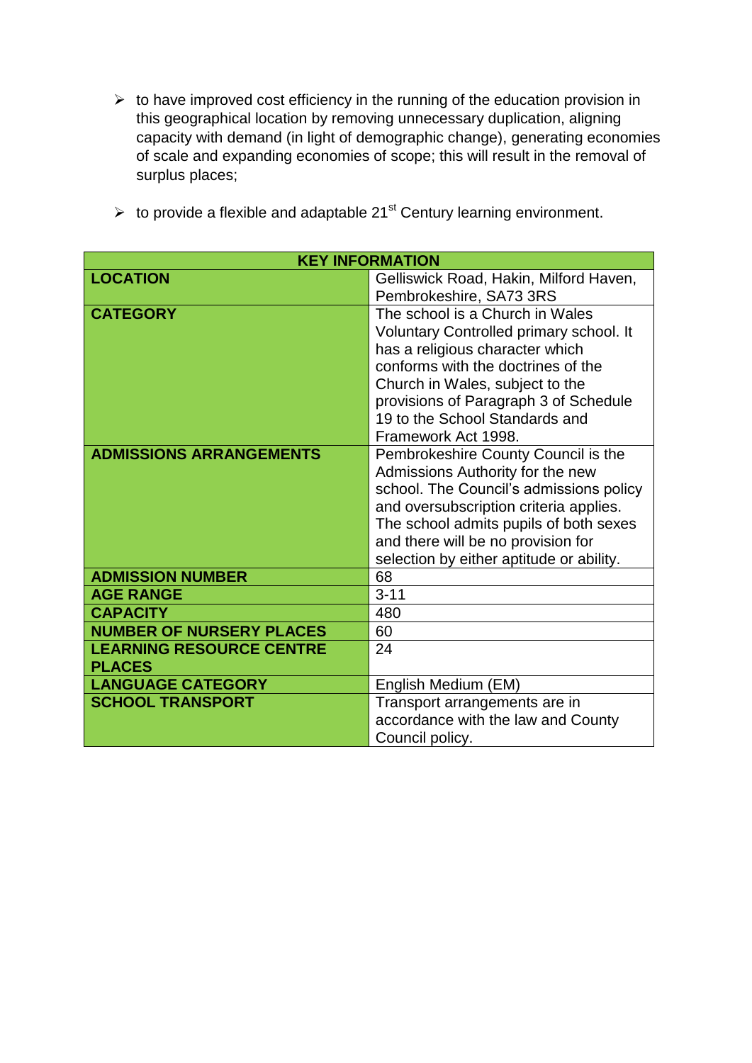- to have improved cost efficiency in the running of the education provision in this geographical location by removing unnecessary duplication, aligning capacity with demand (in light of demographic change), generating economies of scale and expanding economies of scope; this will result in the removal of surplus places;

- to provide a flexible and adaptable 21st Century learning environment.

| KEY INFORMATION | |
|---|---|
| **LOCATION** | Gelliswick Road, Hakin, Milford Haven, Pembrokeshire, SA73 3RS |
| **CATEGORY** | The school is a Church in Wales Voluntary Controlled primary school. It has a religious character which conforms with the doctrines of the Church in Wales, subject to the provisions of Paragraph 3 of Schedule 19 to the School Standards and Framework Act 1998. |
| **ADMISSIONS ARRANGEMENTS** | Pembrokeshire County Council is the Admissions Authority for the new school. The Council's admissions policy and oversubscription criteria applies. The school admits pupils of both sexes and there will be no provision for selection by either aptitude or ability. |
| **ADMISSION NUMBER** | 68 |
| **AGE RANGE** | 3-11 |
| **CAPACITY** | 480 |
| **NUMBER OF NURSERY PLACES** | 60 |
| **LEARNING RESOURCE CENTRE PLACES** | 24 |
| **LANGUAGE CATEGORY** | English Medium (EM) |
| **SCHOOL TRANSPORT** | Transport arrangements are in accordance with the law and County Council policy. |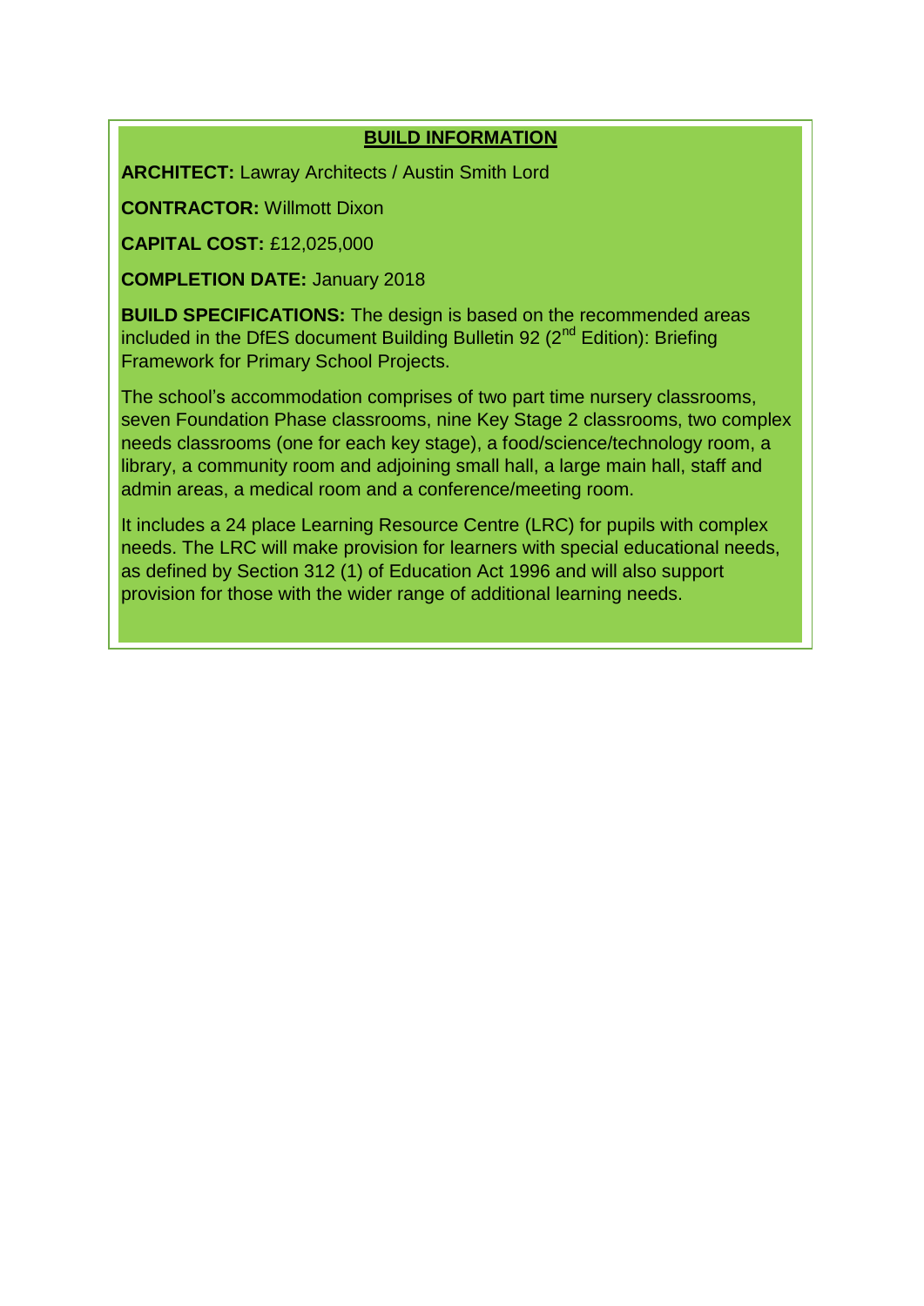## BUILD INFORMATION

**ARCHITECT:** Lawray Architects / Austin Smith Lord

**CONTRACTOR:** Willmott Dixon

**CAPITAL COST:** £12,025,000

**COMPLETION DATE:** January 2018

**BUILD SPECIFICATIONS:** The design is based on the recommended areas included in the DfES document Building Bulletin 92 (2nd Edition): Briefing Framework for Primary School Projects.

The school's accommodation comprises of two part time nursery classrooms, seven Foundation Phase classrooms, nine Key Stage 2 classrooms, two complex needs classrooms (one for each key stage), a food/science/technology room, a library, a community room and adjoining small hall, a large main hall, staff and admin areas, a medical room and a conference/meeting room.

It includes a 24 place Learning Resource Centre (LRC) for pupils with complex needs. The LRC will make provision for learners with special educational needs, as defined by Section 312 (1) of Education Act 1996 and will also support provision for those with the wider range of additional learning needs.